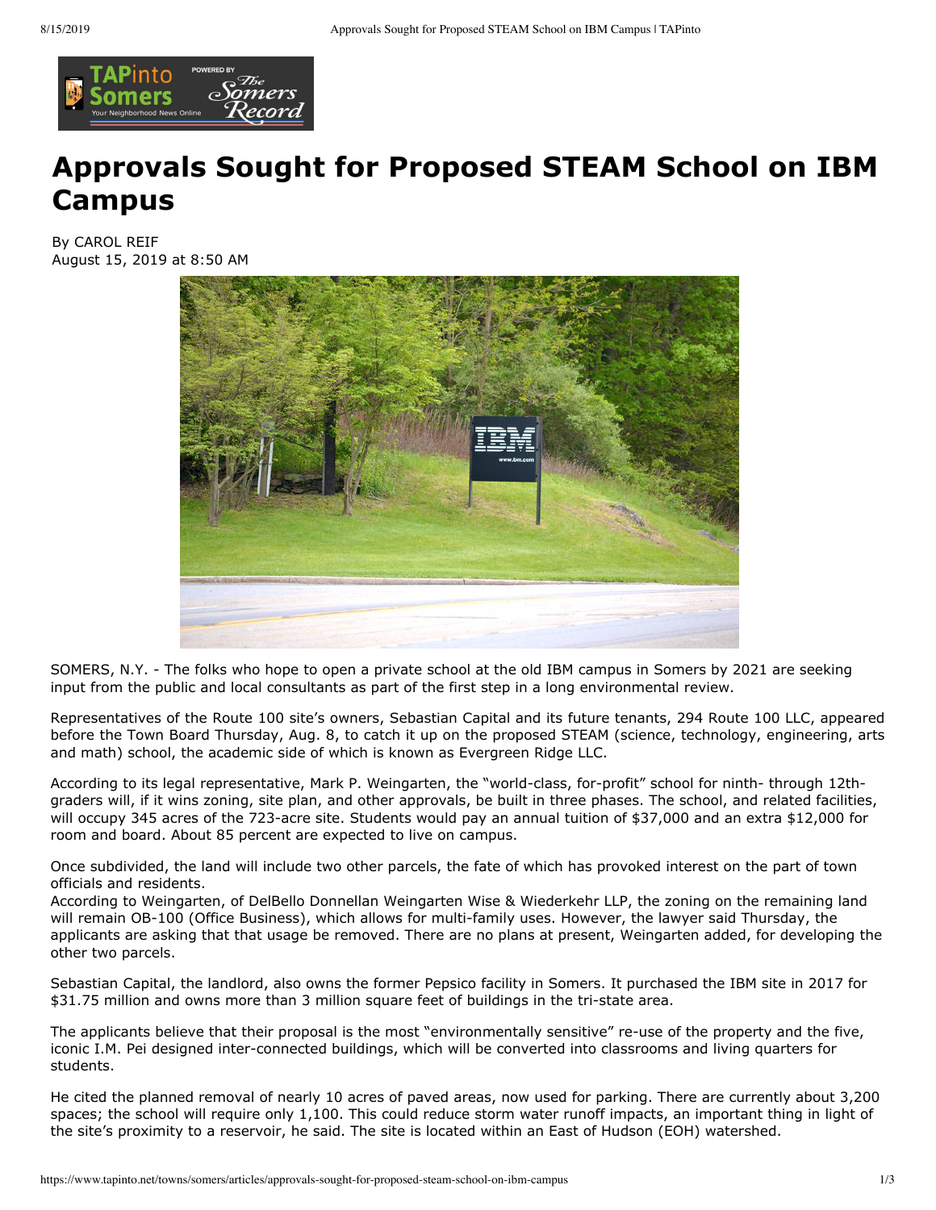# Approvals Sought for Proposed STEAM School on IBM Campus

By CAROL REIF
August 15, 2019 at 8:50 AM

SOMERS, N.Y. - The folks who hope to open a private school at the old IBM campus in Somers by 2021 are seeking input from the public and local consultants as part of the first step in a long environmental review.

Representatives of the Route 100 site's owners, Sebastian Capital and its future tenants, 294 Route 100 LLC, appeared before the Town Board Thursday, Aug. 8, to catch it up on the proposed STEAM (science, technology, engineering, arts and math) school, the academic side of which is known as Evergreen Ridge LLC.

According to its legal representative, Mark P. Weingarten, the "world-class, for-profit" school for ninth- through 12th-graders will, if it wins zoning, site plan, and other approvals, be built in three phases. The school, and related facilities, will occupy 345 acres of the 723-acre site. Students would pay an annual tuition of $37,000 and an extra $12,000 for room and board. About 85 percent are expected to live on campus.

Once subdivided, the land will include two other parcels, the fate of which has provoked interest on the part of town officials and residents.
According to Weingarten, of DelBello Donnellan Weingarten Wise & Wiederkehr LLP, the zoning on the remaining land will remain OB-100 (Office Business), which allows for multi-family uses. However, the lawyer said Thursday, the applicants are asking that that usage be removed. There are no plans at present, Weingarten added, for developing the other two parcels.

Sebastian Capital, the landlord, also owns the former Pepsico facility in Somers. It purchased the IBM site in 2017 for $31.75 million and owns more than 3 million square feet of buildings in the tri-state area.

The applicants believe that their proposal is the most "environmentally sensitive" re-use of the property and the five, iconic I.M. Pei designed inter-connected buildings, which will be converted into classrooms and living quarters for students.

He cited the planned removal of nearly 10 acres of paved areas, now used for parking. There are currently about 3,200 spaces; the school will require only 1,100. This could reduce storm water runoff impacts, an important thing in light of the site's proximity to a reservoir, he said. The site is located within an East of Hudson (EOH) watershed.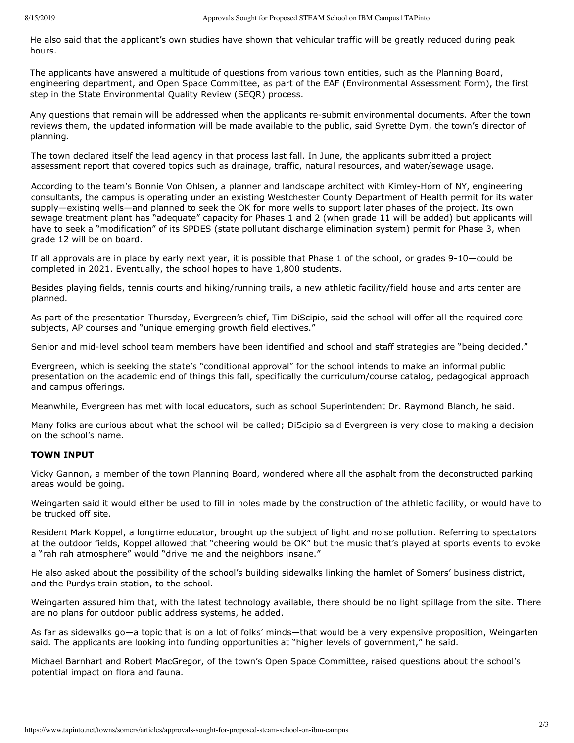He also said that the applicant's own studies have shown that vehicular traffic will be greatly reduced during peak hours.

The applicants have answered a multitude of questions from various town entities, such as the Planning Board, engineering department, and Open Space Committee, as part of the EAF (Environmental Assessment Form), the first step in the State Environmental Quality Review (SEQR) process.

Any questions that remain will be addressed when the applicants re-submit environmental documents. After the town reviews them, the updated information will be made available to the public, said Syrette Dym, the town's director of planning.

The town declared itself the lead agency in that process last fall. In June, the applicants submitted a project assessment report that covered topics such as drainage, traffic, natural resources, and water/sewage usage.

According to the team's Bonnie Von Ohlsen, a planner and landscape architect with Kimley-Horn of NY, engineering consultants, the campus is operating under an existing Westchester County Department of Health permit for its water supply—existing wells—and planned to seek the OK for more wells to support later phases of the project. Its own sewage treatment plant has "adequate" capacity for Phases 1 and 2 (when grade 11 will be added) but applicants will have to seek a "modification" of its SPDES (state pollutant discharge elimination system) permit for Phase 3, when grade 12 will be on board.

If all approvals are in place by early next year, it is possible that Phase 1 of the school, or grades 9-10—could be completed in 2021. Eventually, the school hopes to have 1,800 students.

Besides playing fields, tennis courts and hiking/running trails, a new athletic facility/field house and arts center are planned.

As part of the presentation Thursday, Evergreen's chief, Tim DiScipio, said the school will offer all the required core subjects, AP courses and "unique emerging growth field electives."

Senior and mid-level school team members have been identified and school and staff strategies are "being decided."

Evergreen, which is seeking the state's "conditional approval" for the school intends to make an informal public presentation on the academic end of things this fall, specifically the curriculum/course catalog, pedagogical approach and campus offerings.

Meanwhile, Evergreen has met with local educators, such as school Superintendent Dr. Raymond Blanch, he said.

Many folks are curious about what the school will be called; DiScipio said Evergreen is very close to making a decision on the school's name.

**TOWN INPUT**

Vicky Gannon, a member of the town Planning Board, wondered where all the asphalt from the deconstructed parking areas would be going.

Weingarten said it would either be used to fill in holes made by the construction of the athletic facility, or would have to be trucked off site.

Resident Mark Koppel, a longtime educator, brought up the subject of light and noise pollution. Referring to spectators at the outdoor fields, Koppel allowed that "cheering would be OK" but the music that's played at sports events to evoke a "rah rah atmosphere" would "drive me and the neighbors insane."

He also asked about the possibility of the school's building sidewalks linking the hamlet of Somers' business district, and the Purdys train station, to the school.

Weingarten assured him that, with the latest technology available, there should be no light spillage from the site. There are no plans for outdoor public address systems, he added.

As far as sidewalks go—a topic that is on a lot of folks' minds—that would be a very expensive proposition, Weingarten said. The applicants are looking into funding opportunities at "higher levels of government," he said.

Michael Barnhart and Robert MacGregor, of the town's Open Space Committee, raised questions about the school's potential impact on flora and fauna.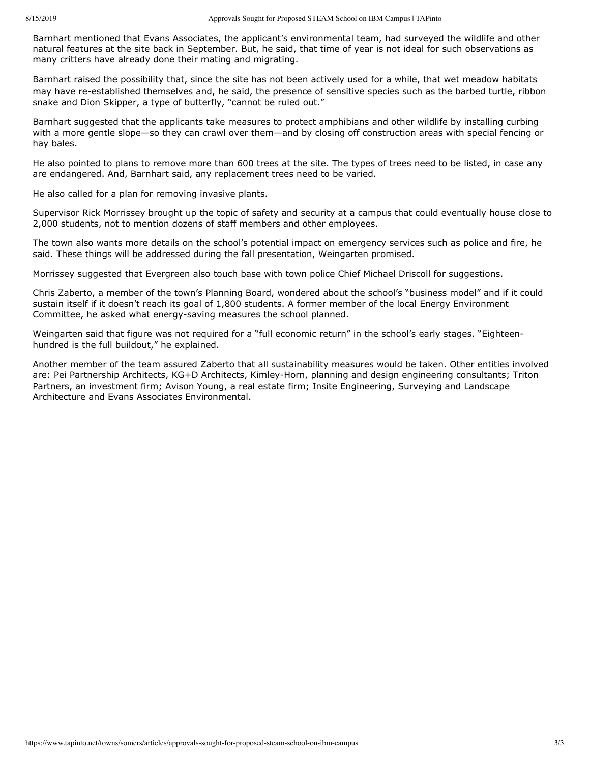Barnhart mentioned that Evans Associates, the applicant's environmental team, had surveyed the wildlife and other natural features at the site back in September. But, he said, that time of year is not ideal for such observations as many critters have already done their mating and migrating.

Barnhart raised the possibility that, since the site has not been actively used for a while, that wet meadow habitats may have re-established themselves and, he said, the presence of sensitive species such as the barbed turtle, ribbon snake and Dion Skipper, a type of butterfly, "cannot be ruled out."

Barnhart suggested that the applicants take measures to protect amphibians and other wildlife by installing curbing with a more gentle slope—so they can crawl over them—and by closing off construction areas with special fencing or hay bales.

He also pointed to plans to remove more than 600 trees at the site. The types of trees need to be listed, in case any are endangered. And, Barnhart said, any replacement trees need to be varied.

He also called for a plan for removing invasive plants.

Supervisor Rick Morrissey brought up the topic of safety and security at a campus that could eventually house close to 2,000 students, not to mention dozens of staff members and other employees.

The town also wants more details on the school's potential impact on emergency services such as police and fire, he said. These things will be addressed during the fall presentation, Weingarten promised.

Morrissey suggested that Evergreen also touch base with town police Chief Michael Driscoll for suggestions.

Chris Zaberto, a member of the town's Planning Board, wondered about the school's "business model" and if it could sustain itself if it doesn't reach its goal of 1,800 students. A former member of the local Energy Environment Committee, he asked what energy-saving measures the school planned.

Weingarten said that figure was not required for a "full economic return" in the school's early stages. "Eighteen-hundred is the full buildout," he explained.

Another member of the team assured Zaberto that all sustainability measures would be taken. Other entities involved are: Pei Partnership Architects, KG+D Architects, Kimley-Horn, planning and design engineering consultants; Triton Partners, an investment firm; Avison Young, a real estate firm; Insite Engineering, Surveying and Landscape Architecture and Evans Associates Environmental.